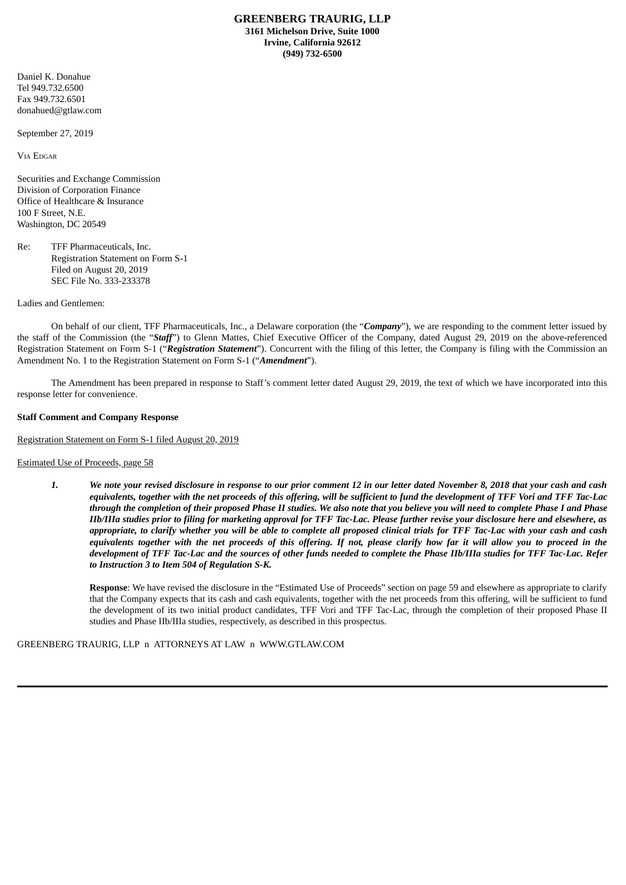**GREENBERG TRAURIG, LLP**
**3161 Michelson Drive, Suite 1000**
**Irvine, California 92612**
**(949) 732-6500**

Daniel K. Donahue
Tel 949.732.6500
Fax 949.732.6501
donahued@gtlaw.com

September 27, 2019

VIA EDGAR

Securities and Exchange Commission
Division of Corporation Finance
Office of Healthcare & Insurance
100 F Street, N.E.
Washington, DC 20549

Re: TFF Pharmaceuticals, Inc.
Registration Statement on Form S-1
Filed on August 20, 2019
SEC File No. 333-233378

Ladies and Gentlemen:

On behalf of our client, TFF Pharmaceuticals, Inc., a Delaware corporation (the "***Company***"), we are responding to the comment letter issued by the staff of the Commission (the "***Staff***") to Glenn Mattes, Chief Executive Officer of the Company, dated August 29, 2019 on the above-referenced Registration Statement on Form S-1 ("***Registration Statement***"). Concurrent with the filing of this letter, the Company is filing with the Commission an Amendment No. 1 to the Registration Statement on Form S-1 ("***Amendment***").

The Amendment has been prepared in response to Staff's comment letter dated August 29, 2019, the text of which we have incorporated into this response letter for convenience.

**Staff Comment and Company Response**

Registration Statement on Form S-1 filed August 20, 2019

Estimated Use of Proceeds, page 58

1. ***We note your revised disclosure in response to our prior comment 12 in our letter dated November 8, 2018 that your cash and cash equivalents, together with the net proceeds of this offering, will be sufficient to fund the development of TFF Vori and TFF Tac-Lac through the completion of their proposed Phase II studies. We also note that you believe you will need to complete Phase I and Phase IIb/IIIa studies prior to filing for marketing approval for TFF Tac-Lac. Please further revise your disclosure here and elsewhere, as appropriate, to clarify whether you will be able to complete all proposed clinical trials for TFF Tac-Lac with your cash and cash equivalents together with the net proceeds of this offering. If not, please clarify how far it will allow you to proceed in the development of TFF Tac-Lac and the sources of other funds needed to complete the Phase IIb/IIIa studies for TFF Tac-Lac. Refer to Instruction 3 to Item 504 of Regulation S-K.***

   **Response**: We have revised the disclosure in the "Estimated Use of Proceeds" section on page 59 and elsewhere as appropriate to clarify that the Company expects that its cash and cash equivalents, together with the net proceeds from this offering, will be sufficient to fund the development of its two initial product candidates, TFF Vori and TFF Tac-Lac, through the completion of their proposed Phase II studies and Phase IIb/IIIa studies, respectively, as described in this prospectus.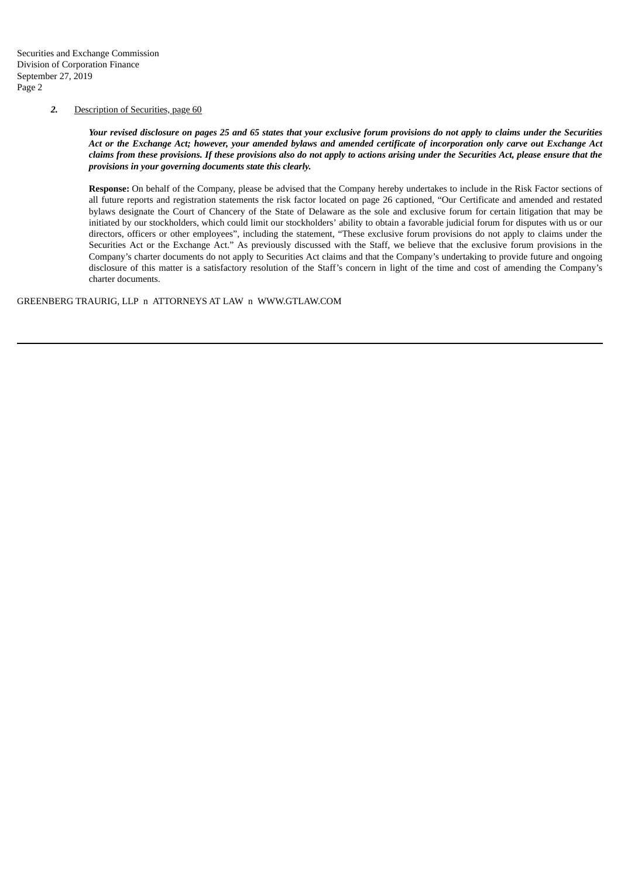***2.*** Description of Securities, page 60

***Your revised disclosure on pages 25 and 65 states that your exclusive forum provisions do not apply to claims under the Securities Act or the Exchange Act; however, your amended bylaws and amended certificate of incorporation only carve out Exchange Act claims from these provisions. If these provisions also do not apply to actions arising under the Securities Act, please ensure that the provisions in your governing documents state this clearly.***

**Response:** On behalf of the Company, please be advised that the Company hereby undertakes to include in the Risk Factor sections of all future reports and registration statements the risk factor located on page 26 captioned, "Our Certificate and amended and restated bylaws designate the Court of Chancery of the State of Delaware as the sole and exclusive forum for certain litigation that may be initiated by our stockholders, which could limit our stockholders' ability to obtain a favorable judicial forum for disputes with us or our directors, officers or other employees", including the statement, "These exclusive forum provisions do not apply to claims under the Securities Act or the Exchange Act." As previously discussed with the Staff, we believe that the exclusive forum provisions in the Company's charter documents do not apply to Securities Act claims and that the Company's undertaking to provide future and ongoing disclosure of this matter is a satisfactory resolution of the Staff's concern in light of the time and cost of amending the Company's charter documents.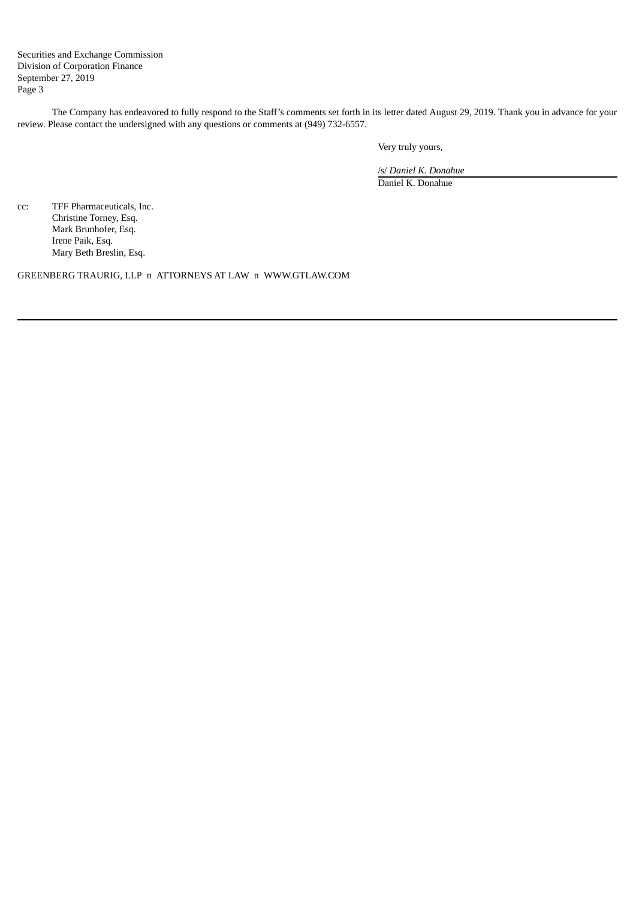The Company has endeavored to fully respond to the Staff's comments set forth in its letter dated August 29, 2019. Thank you in advance for your review. Please contact the undersigned with any questions or comments at (949) 732-6557.

Very truly yours,

/s/ *Daniel K. Donahue*
Daniel K. Donahue

cc: TFF Pharmaceuticals, Inc.
Christine Torney, Esq.
Mark Brunhofer, Esq.
Irene Paik, Esq.
Mary Beth Breslin, Esq.

GREENBERG TRAURIG, LLP n ATTORNEYS AT LAW n WWW.GTLAW.COM